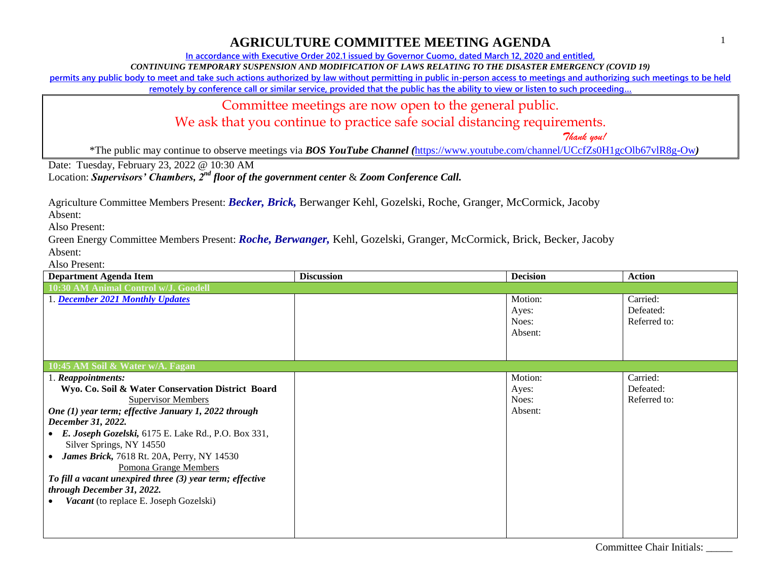# AGRICULTURE COMMITTEE MEETING AGENDA

In accordance with Executive Order 202.1 issued by Governor Cuomo, dated March 12, 2020 and entitled,

*CONTINUING TEMPORARY SUSPENSION AND MODIFICATION OF LAWS RELATING TO THE DISASTER EMERGENCY (COVID 19)*

permits any public body to meet and take such actions authorized by law without permitting in public in-person access to meetings and authorizing such meetings to be held remotely by conference call or similar service, provided that the public has the ability to view or listen to such proceeding…

Committee meetings are now open to the general public.

We ask that you continue to practice safe social distancing requirements.

*Thank you!*

*The public may continue to observe meetings via ***BOS YouTube Channel*** (https://www.youtube.com/channel/UCcfZs0H1gcOlb67vlR8g-Ow)

Date: Tuesday, February 23, 2022 @ 10:30 AM

Location: ***Supervisors' Chambers, 2nd floor of the government center*** & ***Zoom Conference Call.***

Agriculture Committee Members Present: ***Becker, Brick,*** Berwanger Kehl, Gozelski, Roche, Granger, McCormick, Jacoby

Absent:

Also Present:

Green Energy Committee Members Present: ***Roche, Berwanger,*** Kehl, Gozelski, Granger, McCormick, Brick, Becker, Jacoby

Absent:

Also Present:

| Department Agenda Item | Discussion | Decision | Action |
|---|---|---|---|
| **10:30 AM Animal Control w/J. Goodell** | | | |
| 1. ***December 2021 Monthly Updates*** | | Motion:<br>Ayes:<br>Noes:<br>Absent: | Carried:<br>Defeated:<br>Referred to: |
| **10:45 AM Soil & Water w/A. Fagan** | | | |
| 1. ***Reappointments:***<br>**Wyo. Co. Soil & Water Conservation District Board**<br>Supervisor Members<br>***One (1) year term; effective January 1, 2022 through December 31, 2022.***<br>• ***E. Joseph Gozelski,*** 6175 E. Lake Rd., P.O. Box 331, Silver Springs, NY 14550<br>• ***James Brick,*** 7618 Rt. 20A, Perry, NY 14530<br>Pomona Grange Members<br>***To fill a vacant unexpired three (3) year term; effective through December 31, 2022.***<br>• ***Vacant*** (to replace E. Joseph Gozelski) | | Motion:<br>Ayes:<br>Noes:<br>Absent: | Carried:<br>Defeated:<br>Referred to: |

Committee Chair Initials: _____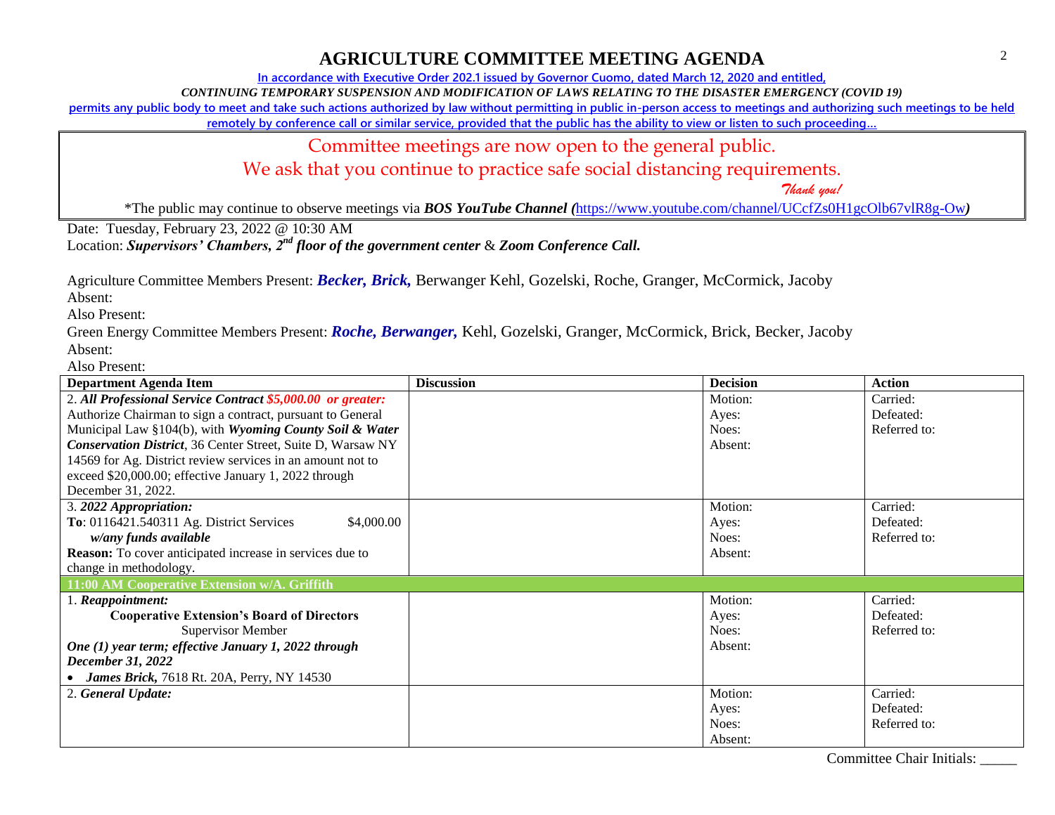# AGRICULTURE COMMITTEE MEETING AGENDA

In accordance with Executive Order 202.1 issued by Governor Cuomo, dated March 12, 2020 and entitled,

*CONTINUING TEMPORARY SUSPENSION AND MODIFICATION OF LAWS RELATING TO THE DISASTER EMERGENCY (COVID 19)*

permits any public body to meet and take such actions authorized by law without permitting in public in-person access to meetings and authorizing such meetings to be held remotely by conference call or similar service, provided that the public has the ability to view or listen to such proceeding…

Committee meetings are now open to the general public.
We ask that you continue to practice safe social distancing requirements.
*Thank you!*

*The public may continue to observe meetings via ***BOS YouTube Channel*** *(*https://www.youtube.com/channel/UCcfZs0H1gcOlb67vlR8g-Ow*)*

Date: Tuesday, February 23, 2022 @ 10:30 AM
Location: ***Supervisors' Chambers, 2nd floor of the government center*** & ***Zoom Conference Call.***

Agriculture Committee Members Present: ***Becker, Brick,*** Berwanger Kehl, Gozelski, Roche, Granger, McCormick, Jacoby
Absent:
Also Present:
Green Energy Committee Members Present: ***Roche, Berwanger,*** Kehl, Gozelski, Granger, McCormick, Brick, Becker, Jacoby
Absent:
Also Present:

| Department Agenda Item | Discussion | Decision | Action |
|---|---|---|---|
| 2. ***All Professional Service Contract $5,000.00 or greater:*** Authorize Chairman to sign a contract, pursuant to General Municipal Law §104(b), with ***Wyoming County Soil & Water Conservation District***, 36 Center Street, Suite D, Warsaw NY 14569 for Ag. District review services in an amount not to exceed $20,000.00; effective January 1, 2022 through December 31, 2022. | | Motion:<br>Ayes:<br>Noes:<br>Absent: | Carried:<br>Defeated:<br>Referred to: |
| 3. ***2022 Appropriation:***<br>**To**: 0116421.540311 Ag. District Services $4,000.00<br>***w/any funds available***<br>**Reason:** To cover anticipated increase in services due to change in methodology. | | Motion:<br>Ayes:<br>Noes:<br>Absent: | Carried:<br>Defeated:<br>Referred to: |
| **11:00 AM Cooperative Extension w/A. Griffith** | | | |
| 1. ***Reappointment:***<br>**Cooperative Extension's Board of Directors**<br>Supervisor Member<br>***One (1) year term; effective January 1, 2022 through December 31, 2022***<br>• ***James Brick,*** 7618 Rt. 20A, Perry, NY 14530 | | Motion:<br>Ayes:<br>Noes:<br>Absent: | Carried:<br>Defeated:<br>Referred to: |
| 2. ***General Update:*** | | Motion:<br>Ayes:<br>Noes:<br>Absent: | Carried:<br>Defeated:<br>Referred to: |

Committee Chair Initials: _____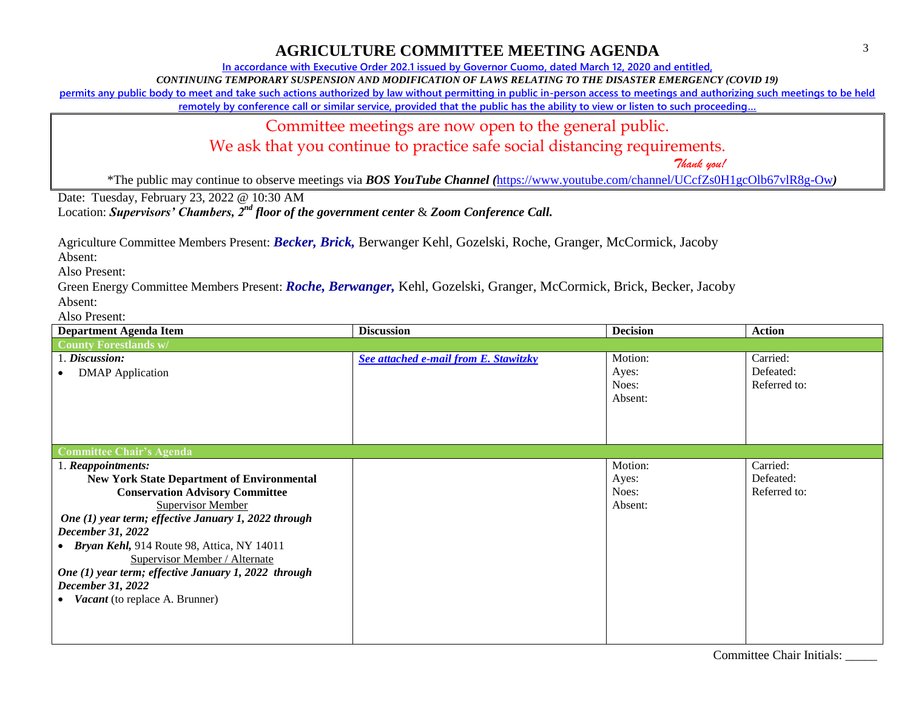# AGRICULTURE COMMITTEE MEETING AGENDA

In accordance with Executive Order 202.1 issued by Governor Cuomo, dated March 12, 2020 and entitled,

*CONTINUING TEMPORARY SUSPENSION AND MODIFICATION OF LAWS RELATING TO THE DISASTER EMERGENCY (COVID 19)*

permits any public body to meet and take such actions authorized by law without permitting in public in-person access to meetings and authorizing such meetings to be held remotely by conference call or similar service, provided that the public has the ability to view or listen to such proceeding…

Committee meetings are now open to the general public.

We ask that you continue to practice safe social distancing requirements.

*Thank you!*

*The public may continue to observe meetings via ***BOS YouTube Channel (**https://www.youtube.com/channel/UCcfZs0H1gcOlb67vlR8g-Ow**)**

Date: Tuesday, February 23, 2022 @ 10:30 AM

Location: ***Supervisors' Chambers, 2nd floor of the government center*** & ***Zoom Conference Call.***

Agriculture Committee Members Present: ***Becker, Brick,*** Berwanger Kehl, Gozelski, Roche, Granger, McCormick, Jacoby

Absent:

Also Present:

Green Energy Committee Members Present: ***Roche, Berwanger,*** Kehl, Gozelski, Granger, McCormick, Brick, Becker, Jacoby

Absent:

Also Present:

| Department Agenda Item | Discussion | Decision | Action |
|---|---|---|---|
| **County Forestlands w/** | | | |
| 1. ***Discussion:***<br>• DMAP Application | ***See attached e-mail from E. Stawitzky*** | Motion:<br>Ayes:<br>Noes:<br>Absent: | Carried:<br>Defeated:<br>Referred to: |
| **Committee Chair's Agenda** | | | |
| 1. ***Reappointments:***<br>**New York State Department of Environmental Conservation Advisory Committee**<br>Supervisor Member<br>***One (1) year term; effective January 1, 2022 through December 31, 2022***<br>• ***Bryan Kehl,*** 914 Route 98, Attica, NY 14011<br>Supervisor Member / Alternate<br>***One (1) year term; effective January 1, 2022 through December 31, 2022***<br>• ***Vacant*** (to replace A. Brunner) | | Motion:<br>Ayes:<br>Noes:<br>Absent: | Carried:<br>Defeated:<br>Referred to: |

Committee Chair Initials: _____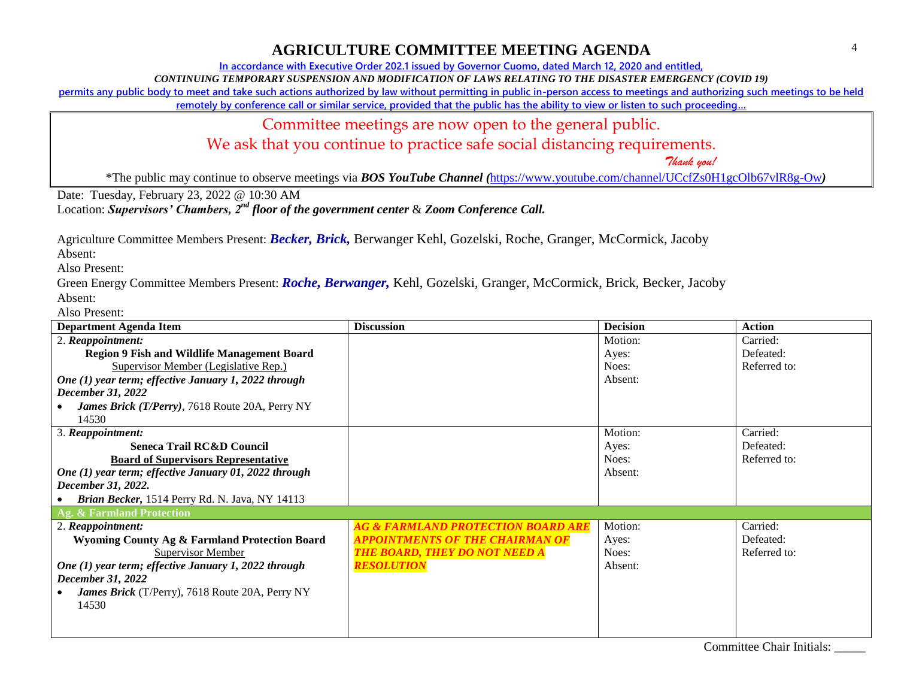# AGRICULTURE COMMITTEE MEETING AGENDA

In accordance with Executive Order 202.1 issued by Governor Cuomo, dated March 12, 2020 and entitled,

*CONTINUING TEMPORARY SUSPENSION AND MODIFICATION OF LAWS RELATING TO THE DISASTER EMERGENCY (COVID 19)*

permits any public body to meet and take such actions authorized by law without permitting in public in-person access to meetings and authorizing such meetings to be held remotely by conference call or similar service, provided that the public has the ability to view or listen to such proceeding…

Committee meetings are now open to the general public.
We ask that you continue to practice safe social distancing requirements.
*Thank you!*

*The public may continue to observe meetings via ***BOS YouTube Channel (***https://www.youtube.com/channel/UCcfZs0H1gcOlb67vlR8g-Ow***)***

Date: Tuesday, February 23, 2022 @ 10:30 AM
Location: ***Supervisors' Chambers, 2nd floor of the government center*** & ***Zoom Conference Call.***

Agriculture Committee Members Present: ***Becker, Brick,*** Berwanger Kehl, Gozelski, Roche, Granger, McCormick, Jacoby
Absent:
Also Present:
Green Energy Committee Members Present: ***Roche, Berwanger,*** Kehl, Gozelski, Granger, McCormick, Brick, Becker, Jacoby
Absent:
Also Present:

| Department Agenda Item | Discussion | Decision | Action |
|---|---|---|---|
| 2. ***Reappointment:*** **Region 9 Fish and Wildlife Management Board** Supervisor Member (Legislative Rep.) ***One (1) year term; effective January 1, 2022 through December 31, 2022*** • ***James Brick (T/Perry)***, 7618 Route 20A, Perry NY 14530 | | Motion: Ayes: Noes: Absent: | Carried: Defeated: Referred to: |
| 3. ***Reappointment:*** **Seneca Trail RC&D Council** **Board of Supervisors Representative** ***One (1) year term; effective January 01, 2022 through December 31, 2022.*** • ***Brian Becker,*** 1514 Perry Rd. N. Java, NY 14113 | | Motion: Ayes: Noes: Absent: | Carried: Defeated: Referred to: |
| **Ag. & Farmland Protection** | | | |
| 2. ***Reappointment:*** **Wyoming County Ag & Farmland Protection Board** Supervisor Member ***One (1) year term; effective January 1, 2022 through December 31, 2022*** • ***James Brick*** (T/Perry), 7618 Route 20A, Perry NY 14530 | ***AG & FARMLAND PROTECTION BOARD ARE APPOINTMENTS OF THE CHAIRMAN OF THE BOARD, THEY DO NOT NEED A RESOLUTION*** | Motion: Ayes: Noes: Absent: | Carried: Defeated: Referred to: |

Committee Chair Initials: _____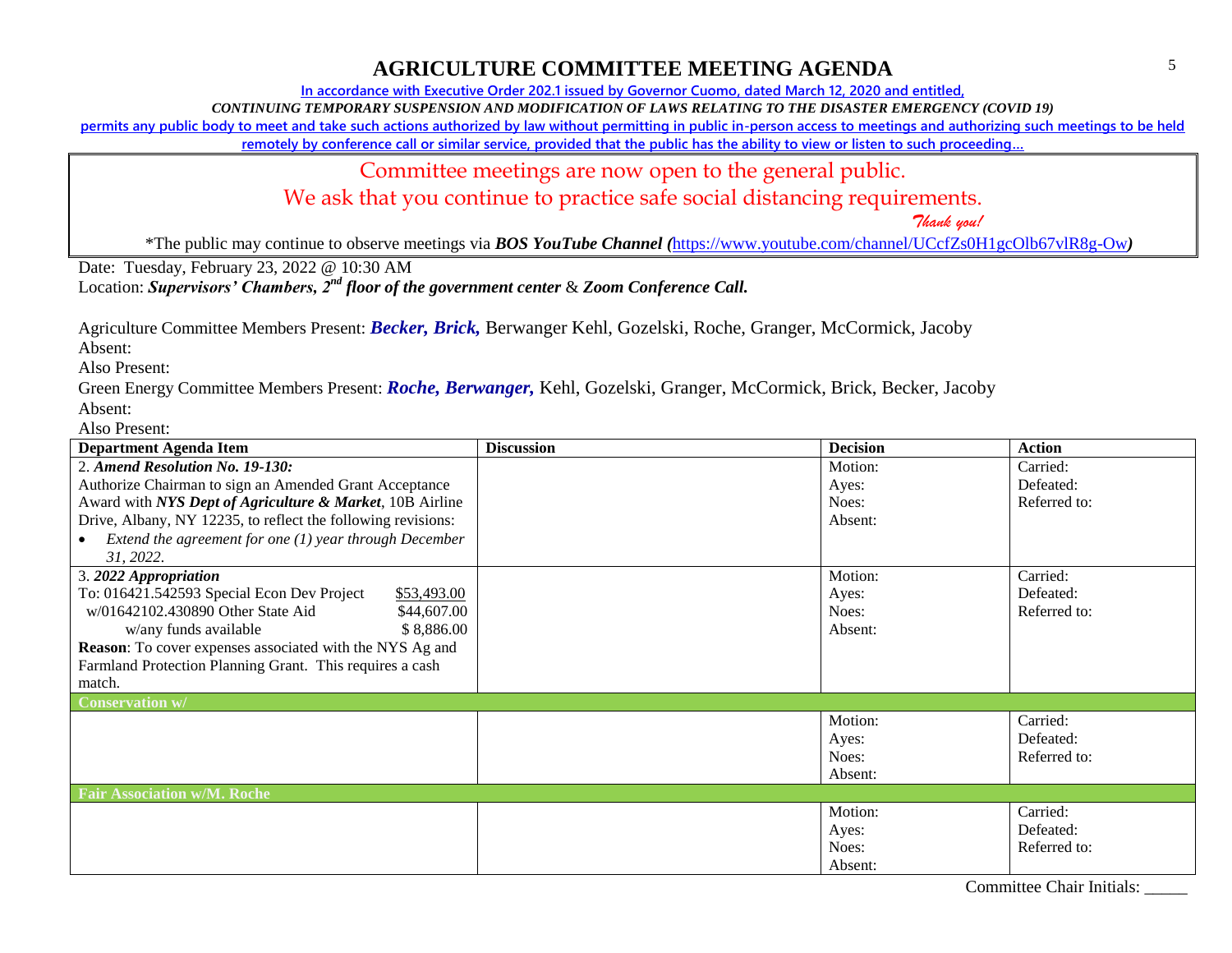# AGRICULTURE COMMITTEE MEETING AGENDA

In accordance with Executive Order 202.1 issued by Governor Cuomo, dated March 12, 2020 and entitled,

*CONTINUING TEMPORARY SUSPENSION AND MODIFICATION OF LAWS RELATING TO THE DISASTER EMERGENCY (COVID 19)*

permits any public body to meet and take such actions authorized by law without permitting in public in-person access to meetings and authorizing such meetings to be held remotely by conference call or similar service, provided that the public has the ability to view or listen to such proceeding…

Committee meetings are now open to the general public.

We ask that you continue to practice safe social distancing requirements.

*Thank you!*

*The public may continue to observe meetings via ***BOS YouTube Channel*** *(*https://www.youtube.com/channel/UCcfZs0H1gcOlb67vlR8g-Ow*)*

Date: Tuesday, February 23, 2022 @ 10:30 AM

Location: ***Supervisors' Chambers, 2nd floor of the government center*** & ***Zoom Conference Call.***

Agriculture Committee Members Present: ***Becker, Brick,*** Berwanger Kehl, Gozelski, Roche, Granger, McCormick, Jacoby

Absent:

Also Present:

Green Energy Committee Members Present: ***Roche, Berwanger,*** Kehl, Gozelski, Granger, McCormick, Brick, Becker, Jacoby

Absent:

Also Present:

| Department Agenda Item | Discussion | Decision | Action |
|---|---|---|---|
| 2. ***Amend Resolution No. 19-130:***<br>Authorize Chairman to sign an Amended Grant Acceptance Award with ***NYS Dept of Agriculture & Market***, 10B Airline Drive, Albany, NY 12235, to reflect the following revisions:<br>• *Extend the agreement for one (1) year through December 31, 2022.* | | Motion:<br>Ayes:<br>Noes:<br>Absent: | Carried:<br>Defeated:<br>Referred to: |
| 3. ***2022 Appropriation***<br>To: 016421.542593 Special Econ Dev Project $53,493.00<br>w/01642102.430890 Other State Aid $44,607.00<br>w/any funds available $ 8,886.00<br>**Reason**: To cover expenses associated with the NYS Ag and Farmland Protection Planning Grant. This requires a cash match. | | Motion:<br>Ayes:<br>Noes:<br>Absent: | Carried:<br>Defeated:<br>Referred to: |
| **Conservation w/** | | | |
| | | Motion:<br>Ayes:<br>Noes:<br>Absent: | Carried:<br>Defeated:<br>Referred to: |
| **Fair Association w/M. Roche** | | | |
| | | Motion:<br>Ayes:<br>Noes:<br>Absent: | Carried:<br>Defeated:<br>Referred to: |

Committee Chair Initials: _____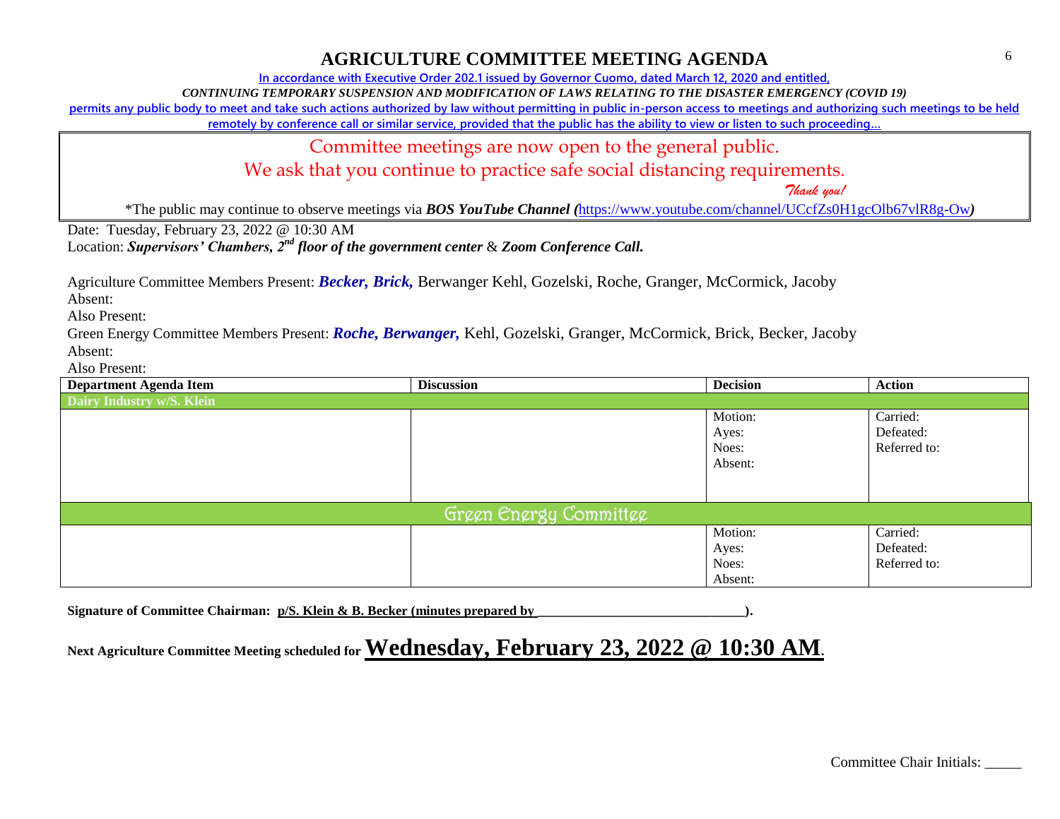# AGRICULTURE COMMITTEE MEETING AGENDA

In accordance with Executive Order 202.1 issued by Governor Cuomo, dated March 12, 2020 and entitled,

*CONTINUING TEMPORARY SUSPENSION AND MODIFICATION OF LAWS RELATING TO THE DISASTER EMERGENCY (COVID 19)*

permits any public body to meet and take such actions authorized by law without permitting in public in-person access to meetings and authorizing such meetings to be held remotely by conference call or similar service, provided that the public has the ability to view or listen to such proceeding…

Committee meetings are now open to the general public.

We ask that you continue to practice safe social distancing requirements.

*Thank you!*

*The public may continue to observe meetings via ***BOS YouTube Channel (***https://www.youtube.com/channel/UCcfZs0H1gcOlb67vlR8g-Ow***)**

Date: Tuesday, February 23, 2022 @ 10:30 AM

Location: ***Supervisors' Chambers, 2nd floor of the government center*** & ***Zoom Conference Call.***

Agriculture Committee Members Present: ***Becker, Brick,*** Berwanger Kehl, Gozelski, Roche, Granger, McCormick, Jacoby

Absent:

Also Present:

Green Energy Committee Members Present: ***Roche, Berwanger,*** Kehl, Gozelski, Granger, McCormick, Brick, Becker, Jacoby

Absent:

Also Present:

| Department Agenda Item | Discussion | Decision | Action |
|---|---|---|---|
| **Dairy Industry w/S. Klein** | | | |
| | | Motion:<br>Ayes:<br>Noes:<br>Absent: | Carried:<br>Defeated:<br>Referred to: |
| **Green Energy Committee** | | | |
| | | Motion:<br>Ayes:<br>Noes:<br>Absent: | Carried:<br>Defeated:<br>Referred to: |

**Signature of Committee Chairman: p/S. Klein & B. Becker (minutes prepared by______________________________).**

**Next Agriculture Committee Meeting scheduled for Wednesday, February 23, 2022 @ 10:30 AM.**

Committee Chair Initials: _____